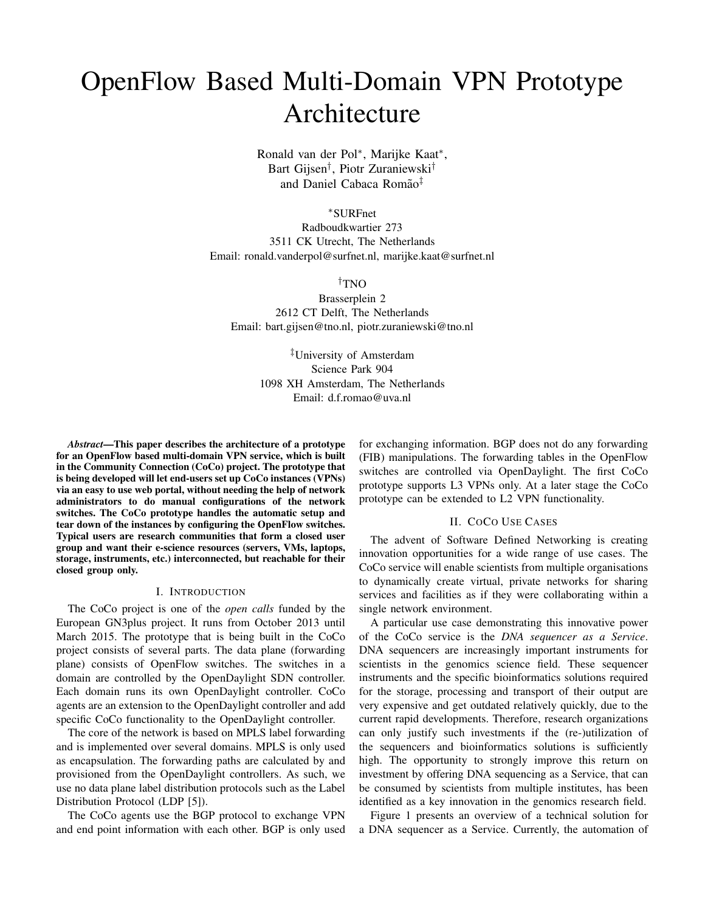# OpenFlow Based Multi-Domain VPN Prototype Architecture

Ronald van der Pol*, Marijke Kaat*,
Bart Gijsen†, Piotr Zuraniewski†
and Daniel Cabaca Romão‡

*SURFnet
Radboudkwartier 273
3511 CK Utrecht, The Netherlands
Email: ronald.vanderpol@surfnet.nl, marijke.kaat@surfnet.nl

†TNO
Brasserplein 2
2612 CT Delft, The Netherlands
Email: bart.gijsen@tno.nl, piotr.zuraniewski@tno.nl

‡University of Amsterdam
Science Park 904
1098 XH Amsterdam, The Netherlands
Email: d.f.romao@uva.nl

***Abstract*—This paper describes the architecture of a prototype for an OpenFlow based multi-domain VPN service, which is built in the Community Connection (CoCo) project. The prototype that is being developed will let end-users set up CoCo instances (VPNs) via an easy to use web portal, without needing the help of network administrators to do manual configurations of the network switches. The CoCo prototype handles the automatic setup and tear down of the instances by configuring the OpenFlow switches. Typical users are research communities that form a closed user group and want their e-science resources (servers, VMs, laptops, storage, instruments, etc.) interconnected, but reachable for their closed group only.**

## I. Introduction

The CoCo project is one of the *open calls* funded by the European GN3plus project. It runs from October 2013 until March 2015. The prototype that is being built in the CoCo project consists of several parts. The data plane (forwarding plane) consists of OpenFlow switches. The switches in a domain are controlled by the OpenDaylight SDN controller. Each domain runs its own OpenDaylight controller. CoCo agents are an extension to the OpenDaylight controller and add specific CoCo functionality to the OpenDaylight controller.

The core of the network is based on MPLS label forwarding and is implemented over several domains. MPLS is only used as encapsulation. The forwarding paths are calculated by and provisioned from the OpenDaylight controllers. As such, we use no data plane label distribution protocols such as the Label Distribution Protocol (LDP [5]).

The CoCo agents use the BGP protocol to exchange VPN and end point information with each other. BGP is only used for exchanging information. BGP does not do any forwarding (FIB) manipulations. The forwarding tables in the OpenFlow switches are controlled via OpenDaylight. The first CoCo prototype supports L3 VPNs only. At a later stage the CoCo prototype can be extended to L2 VPN functionality.

## II. CoCo Use Cases

The advent of Software Defined Networking is creating innovation opportunities for a wide range of use cases. The CoCo service will enable scientists from multiple organisations to dynamically create virtual, private networks for sharing services and facilities as if they were collaborating within a single network environment.

A particular use case demonstrating this innovative power of the CoCo service is the *DNA sequencer as a Service*. DNA sequencers are increasingly important instruments for scientists in the genomics science field. These sequencer instruments and the specific bioinformatics solutions required for the storage, processing and transport of their output are very expensive and get outdated relatively quickly, due to the current rapid developments. Therefore, research organizations can only justify such investments if the (re-)utilization of the sequencers and bioinformatics solutions is sufficiently high. The opportunity to strongly improve this return on investment by offering DNA sequencing as a Service, that can be consumed by scientists from multiple institutes, has been identified as a key innovation in the genomics research field.

Figure 1 presents an overview of a technical solution for a DNA sequencer as a Service. Currently, the automation of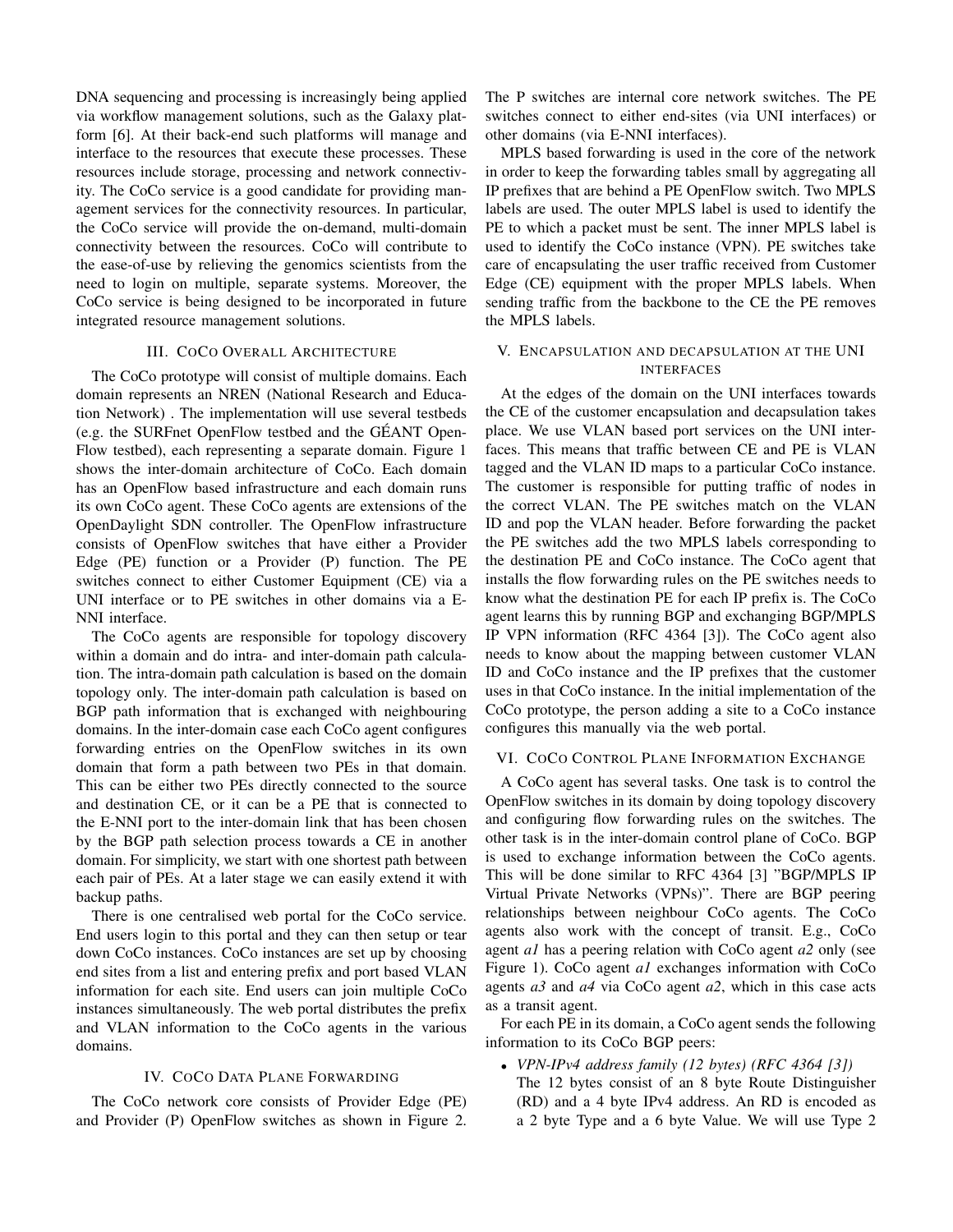DNA sequencing and processing is increasingly being applied via workflow management solutions, such as the Galaxy platform [6]. At their back-end such platforms will manage and interface to the resources that execute these processes. These resources include storage, processing and network connectivity. The CoCo service is a good candidate for providing management services for the connectivity resources. In particular, the CoCo service will provide the on-demand, multi-domain connectivity between the resources. CoCo will contribute to the ease-of-use by relieving the genomics scientists from the need to login on multiple, separate systems. Moreover, the CoCo service is being designed to be incorporated in future integrated resource management solutions.

## III. CoCo Overall Architecture

The CoCo prototype will consist of multiple domains. Each domain represents an NREN (National Research and Education Network) . The implementation will use several testbeds (e.g. the SURFnet OpenFlow testbed and the GÉANT OpenFlow testbed), each representing a separate domain. Figure 1 shows the inter-domain architecture of CoCo. Each domain has an OpenFlow based infrastructure and each domain runs its own CoCo agent. These CoCo agents are extensions of the OpenDaylight SDN controller. The OpenFlow infrastructure consists of OpenFlow switches that have either a Provider Edge (PE) function or a Provider (P) function. The PE switches connect to either Customer Equipment (CE) via a UNI interface or to PE switches in other domains via a E-NNI interface.

The CoCo agents are responsible for topology discovery within a domain and do intra- and inter-domain path calculation. The intra-domain path calculation is based on the domain topology only. The inter-domain path calculation is based on BGP path information that is exchanged with neighbouring domains. In the inter-domain case each CoCo agent configures forwarding entries on the OpenFlow switches in its own domain that form a path between two PEs in that domain. This can be either two PEs directly connected to the source and destination CE, or it can be a PE that is connected to the E-NNI port to the inter-domain link that has been chosen by the BGP path selection process towards a CE in another domain. For simplicity, we start with one shortest path between each pair of PEs. At a later stage we can easily extend it with backup paths.

There is one centralised web portal for the CoCo service. End users login to this portal and they can then setup or tear down CoCo instances. CoCo instances are set up by choosing end sites from a list and entering prefix and port based VLAN information for each site. End users can join multiple CoCo instances simultaneously. The web portal distributes the prefix and VLAN information to the CoCo agents in the various domains.

## IV. CoCo Data Plane Forwarding

The CoCo network core consists of Provider Edge (PE) and Provider (P) OpenFlow switches as shown in Figure 2. The P switches are internal core network switches. The PE switches connect to either end-sites (via UNI interfaces) or other domains (via E-NNI interfaces).

MPLS based forwarding is used in the core of the network in order to keep the forwarding tables small by aggregating all IP prefixes that are behind a PE OpenFlow switch. Two MPLS labels are used. The outer MPLS label is used to identify the PE to which a packet must be sent. The inner MPLS label is used to identify the CoCo instance (VPN). PE switches take care of encapsulating the user traffic received from Customer Edge (CE) equipment with the proper MPLS labels. When sending traffic from the backbone to the CE the PE removes the MPLS labels.

## V. Encapsulation and Decapsulation at the UNI Interfaces

At the edges of the domain on the UNI interfaces towards the CE of the customer encapsulation and decapsulation takes place. We use VLAN based port services on the UNI interfaces. This means that traffic between CE and PE is VLAN tagged and the VLAN ID maps to a particular CoCo instance. The customer is responsible for putting traffic of nodes in the correct VLAN. The PE switches match on the VLAN ID and pop the VLAN header. Before forwarding the packet the PE switches add the two MPLS labels corresponding to the destination PE and CoCo instance. The CoCo agent that installs the flow forwarding rules on the PE switches needs to know what the destination PE for each IP prefix is. The CoCo agent learns this by running BGP and exchanging BGP/MPLS IP VPN information (RFC 4364 [3]). The CoCo agent also needs to know about the mapping between customer VLAN ID and CoCo instance and the IP prefixes that the customer uses in that CoCo instance. In the initial implementation of the CoCo prototype, the person adding a site to a CoCo instance configures this manually via the web portal.

## VI. CoCo Control Plane Information Exchange

A CoCo agent has several tasks. One task is to control the OpenFlow switches in its domain by doing topology discovery and configuring flow forwarding rules on the switches. The other task is in the inter-domain control plane of CoCo. BGP is used to exchange information between the CoCo agents. This will be done similar to RFC 4364 [3] "BGP/MPLS IP Virtual Private Networks (VPNs)". There are BGP peering relationships between neighbour CoCo agents. The CoCo agents also work with the concept of transit. E.g., CoCo agent *a1* has a peering relation with CoCo agent *a2* only (see Figure 1). CoCo agent *a1* exchanges information with CoCo agents *a3* and *a4* via CoCo agent *a2*, which in this case acts as a transit agent.

For each PE in its domain, a CoCo agent sends the following information to its CoCo BGP peers:

- *VPN-IPv4 address family (12 bytes) (RFC 4364 [3])*
  The 12 bytes consist of an 8 byte Route Distinguisher (RD) and a 4 byte IPv4 address. An RD is encoded as a 2 byte Type and a 6 byte Value. We will use Type 2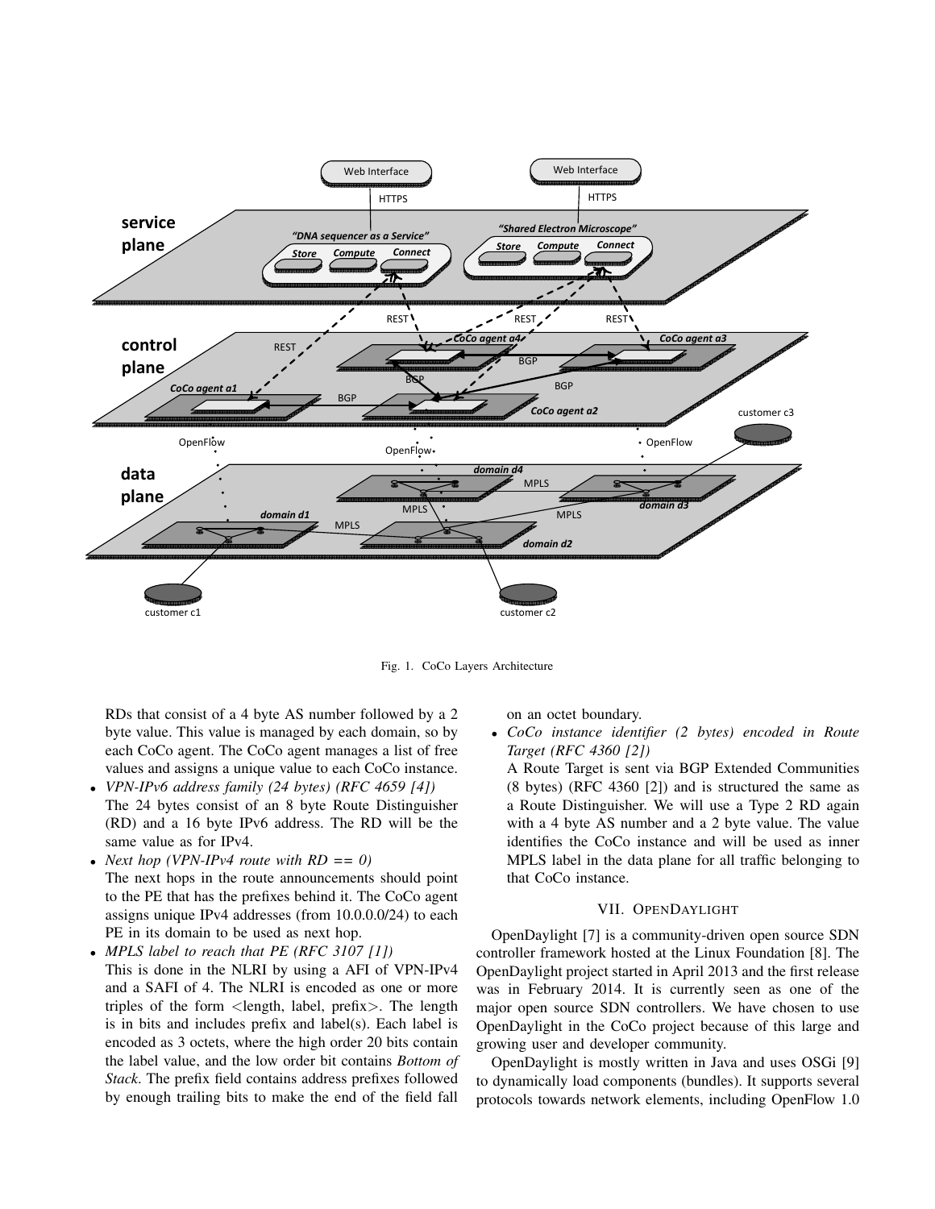Fig. 1. CoCo Layers Architecture

RDs that consist of a 4 byte AS number followed by a 2 byte value. This value is managed by each domain, so by each CoCo agent. The CoCo agent manages a list of free values and assigns a unique value to each CoCo instance.

- *VPN-IPv6 address family (24 bytes) (RFC 4659 [4])*
  The 24 bytes consist of an 8 byte Route Distinguisher (RD) and a 16 byte IPv6 address. The RD will be the same value as for IPv4.
- *Next hop (VPN-IPv4 route with RD == 0)*
  The next hops in the route announcements should point to the PE that has the prefixes behind it. The CoCo agent assigns unique IPv4 addresses (from 10.0.0.0/24) to each PE in its domain to be used as next hop.
- *MPLS label to reach that PE (RFC 3107 [1])*
  This is done in the NLRI by using a AFI of VPN-IPv4 and a SAFI of 4. The NLRI is encoded as one or more triples of the form <length, label, prefix>. The length is in bits and includes prefix and label(s). Each label is encoded as 3 octets, where the high order 20 bits contain the label value, and the low order bit contains *Bottom of Stack*. The prefix field contains address prefixes followed by enough trailing bits to make the end of the field fall on an octet boundary.
- *CoCo instance identifier (2 bytes) encoded in Route Target (RFC 4360 [2])*
  A Route Target is sent via BGP Extended Communities (8 bytes) (RFC 4360 [2]) and is structured the same as a Route Distinguisher. We will use a Type 2 RD again with a 4 byte AS number and a 2 byte value. The value identifies the CoCo instance and will be used as inner MPLS label in the data plane for all traffic belonging to that CoCo instance.

## VII. OpenDaylight

OpenDaylight [7] is a community-driven open source SDN controller framework hosted at the Linux Foundation [8]. The OpenDaylight project started in April 2013 and the first release was in February 2014. It is currently seen as one of the major open source SDN controllers. We have chosen to use OpenDaylight in the CoCo project because of this large and growing user and developer community.

OpenDaylight is mostly written in Java and uses OSGi [9] to dynamically load components (bundles). It supports several protocols towards network elements, including OpenFlow 1.0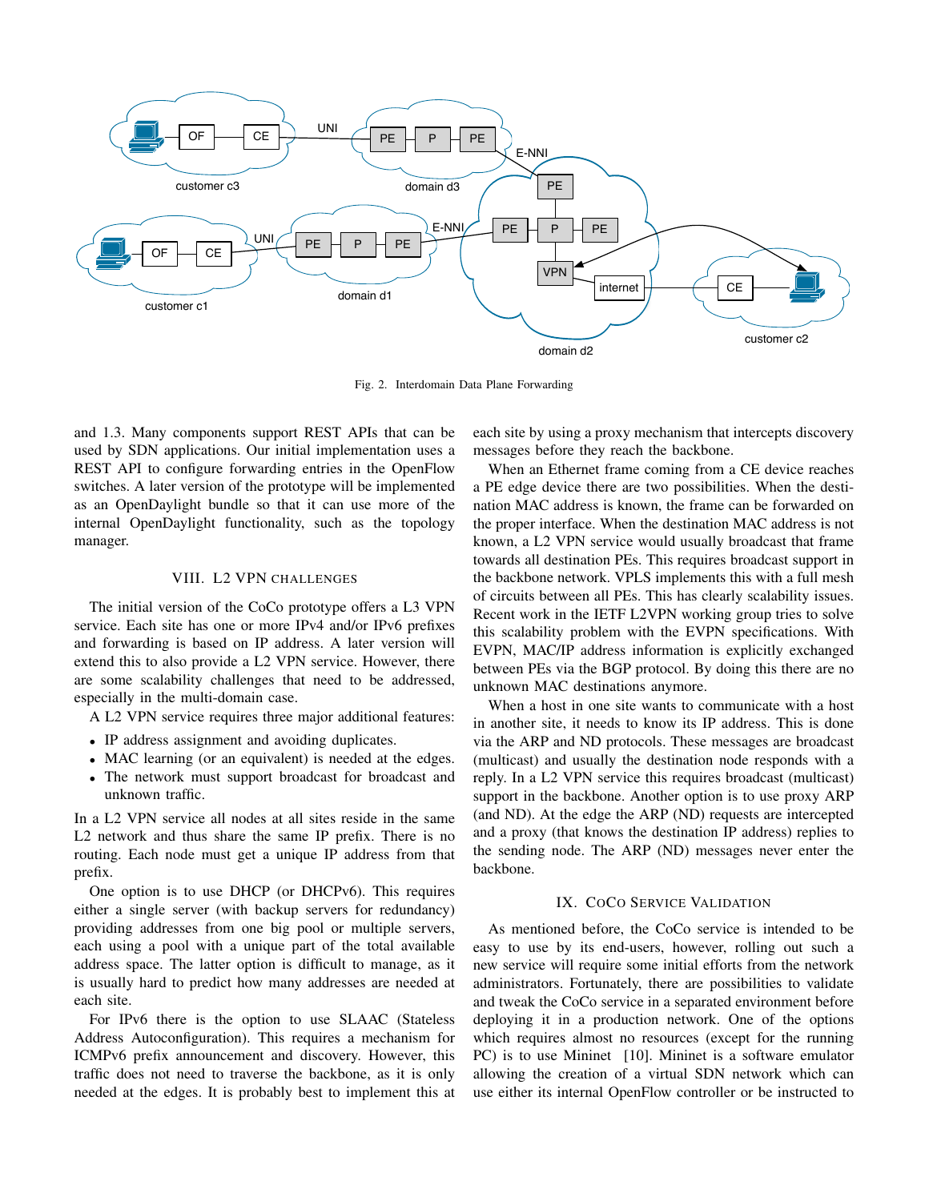Fig. 2. Interdomain Data Plane Forwarding

and 1.3. Many components support REST APIs that can be used by SDN applications. Our initial implementation uses a REST API to configure forwarding entries in the OpenFlow switches. A later version of the prototype will be implemented as an OpenDaylight bundle so that it can use more of the internal OpenDaylight functionality, such as the topology manager.

## VIII. L2 VPN Challenges

The initial version of the CoCo prototype offers a L3 VPN service. Each site has one or more IPv4 and/or IPv6 prefixes and forwarding is based on IP address. A later version will extend this to also provide a L2 VPN service. However, there are some scalability challenges that need to be addressed, especially in the multi-domain case.

A L2 VPN service requires three major additional features:

- IP address assignment and avoiding duplicates.
- MAC learning (or an equivalent) is needed at the edges.
- The network must support broadcast for broadcast and unknown traffic.

In a L2 VPN service all nodes at all sites reside in the same L2 network and thus share the same IP prefix. There is no routing. Each node must get a unique IP address from that prefix.

One option is to use DHCP (or DHCPv6). This requires either a single server (with backup servers for redundancy) providing addresses from one big pool or multiple servers, each using a pool with a unique part of the total available address space. The latter option is difficult to manage, as it is usually hard to predict how many addresses are needed at each site.

For IPv6 there is the option to use SLAAC (Stateless Address Autoconfiguration). This requires a mechanism for ICMPv6 prefix announcement and discovery. However, this traffic does not need to traverse the backbone, as it is only needed at the edges. It is probably best to implement this at each site by using a proxy mechanism that intercepts discovery messages before they reach the backbone.

When an Ethernet frame coming from a CE device reaches a PE edge device there are two possibilities. When the destination MAC address is known, the frame can be forwarded on the proper interface. When the destination MAC address is not known, a L2 VPN service would usually broadcast that frame towards all destination PEs. This requires broadcast support in the backbone network. VPLS implements this with a full mesh of circuits between all PEs. This has clearly scalability issues. Recent work in the IETF L2VPN working group tries to solve this scalability problem with the EVPN specifications. With EVPN, MAC/IP address information is explicitly exchanged between PEs via the BGP protocol. By doing this there are no unknown MAC destinations anymore.

When a host in one site wants to communicate with a host in another site, it needs to know its IP address. This is done via the ARP and ND protocols. These messages are broadcast (multicast) and usually the destination node responds with a reply. In a L2 VPN service this requires broadcast (multicast) support in the backbone. Another option is to use proxy ARP (and ND). At the edge the ARP (ND) requests are intercepted and a proxy (that knows the destination IP address) replies to the sending node. The ARP (ND) messages never enter the backbone.

## IX. CoCo Service Validation

As mentioned before, the CoCo service is intended to be easy to use by its end-users, however, rolling out such a new service will require some initial efforts from the network administrators. Fortunately, there are possibilities to validate and tweak the CoCo service in a separated environment before deploying it in a production network. One of the options which requires almost no resources (except for the running PC) is to use Mininet [10]. Mininet is a software emulator allowing the creation of a virtual SDN network which can use either its internal OpenFlow controller or be instructed to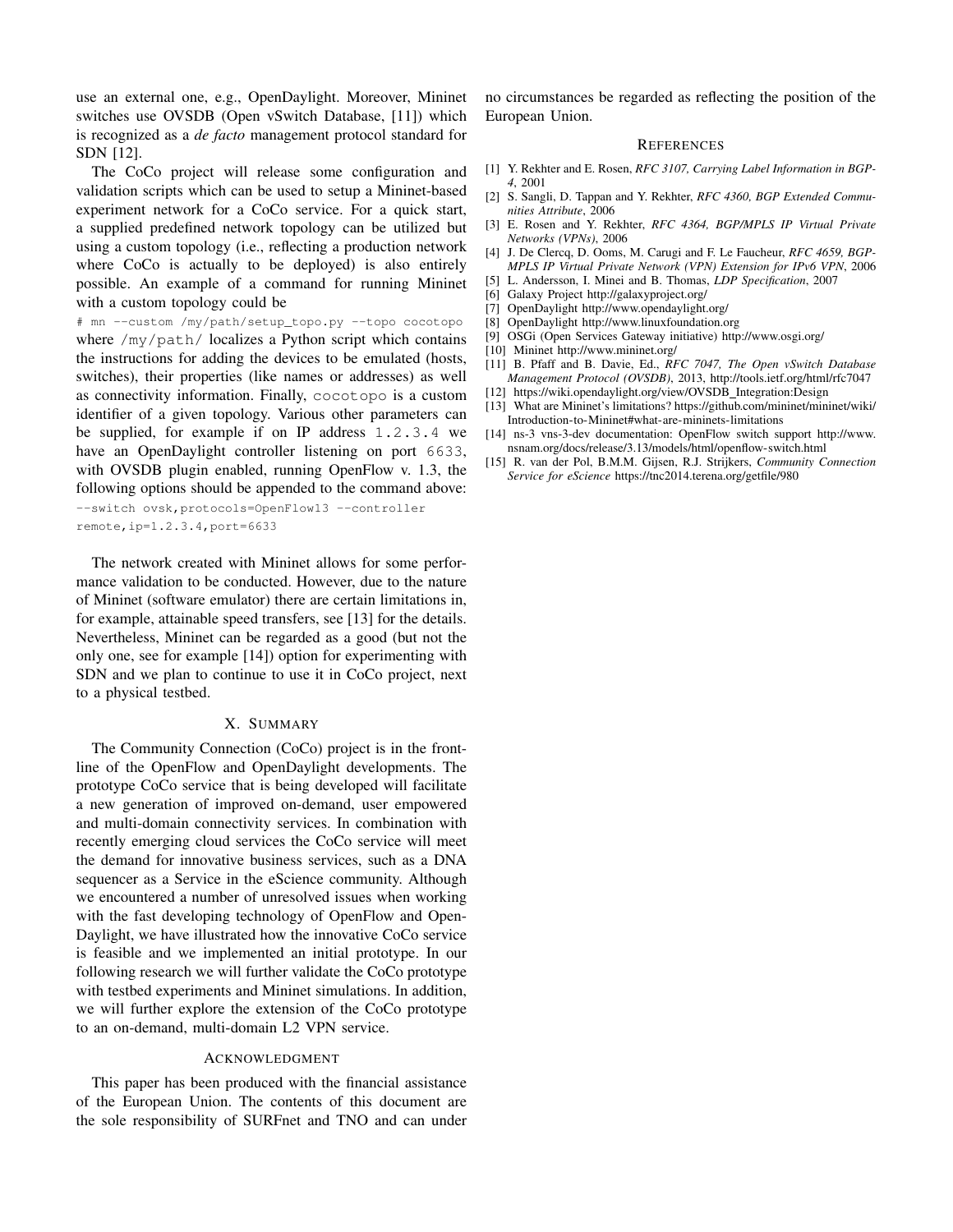use an external one, e.g., OpenDaylight. Moreover, Mininet switches use OVSDB (Open vSwitch Database, [11]) which is recognized as a *de facto* management protocol standard for SDN [12].

The CoCo project will release some configuration and validation scripts which can be used to setup a Mininet-based experiment network for a CoCo service. For a quick start, a supplied predefined network topology can be utilized but using a custom topology (i.e., reflecting a production network where CoCo is actually to be deployed) is also entirely possible. An example of a command for running Mininet with a custom topology could be

```
# mn --custom /my/path/setup_topo.py --topo cocotopo
```

where `/my/path/` localizes a Python script which contains the instructions for adding the devices to be emulated (hosts, switches), their properties (like names or addresses) as well as connectivity information. Finally, `cocotopo` is a custom identifier of a given topology. Various other parameters can be supplied, for example if on IP address `1.2.3.4` we have an OpenDaylight controller listening on port `6633`, with OVSDB plugin enabled, running OpenFlow v. 1.3, the following options should be appended to the command above:

```
--switch ovsk,protocols=OpenFlow13 --controller
remote,ip=1.2.3.4,port=6633
```

The network created with Mininet allows for some performance validation to be conducted. However, due to the nature of Mininet (software emulator) there are certain limitations in, for example, attainable speed transfers, see [13] for the details. Nevertheless, Mininet can be regarded as a good (but not the only one, see for example [14]) option for experimenting with SDN and we plan to continue to use it in CoCo project, next to a physical testbed.

## X. Summary

The Community Connection (CoCo) project is in the frontline of the OpenFlow and OpenDaylight developments. The prototype CoCo service that is being developed will facilitate a new generation of improved on-demand, user empowered and multi-domain connectivity services. In combination with recently emerging cloud services the CoCo service will meet the demand for innovative business services, such as a DNA sequencer as a Service in the eScience community. Although we encountered a number of unresolved issues when working with the fast developing technology of OpenFlow and OpenDaylight, we have illustrated how the innovative CoCo service is feasible and we implemented an initial prototype. In our following research we will further validate the CoCo prototype with testbed experiments and Mininet simulations. In addition, we will further explore the extension of the CoCo prototype to an on-demand, multi-domain L2 VPN service.

## Acknowledgment

This paper has been produced with the financial assistance of the European Union. The contents of this document are the sole responsibility of SURFnet and TNO and can under no circumstances be regarded as reflecting the position of the European Union.

## References

[1] Y. Rekhter and E. Rosen, *RFC 3107, Carrying Label Information in BGP-4*, 2001

[2] S. Sangli, D. Tappan and Y. Rekhter, *RFC 4360, BGP Extended Communities Attribute*, 2006

[3] E. Rosen and Y. Rekhter, *RFC 4364, BGP/MPLS IP Virtual Private Networks (VPNs)*, 2006

[4] J. De Clercq, D. Ooms, M. Carugi and F. Le Faucheur, *RFC 4659, BGP-MPLS IP Virtual Private Network (VPN) Extension for IPv6 VPN*, 2006

[5] L. Andersson, I. Minei and B. Thomas, *LDP Specification*, 2007

[6] Galaxy Project http://galaxyproject.org/

[7] OpenDaylight http://www.opendaylight.org/

[8] OpenDaylight http://www.linuxfoundation.org

[9] OSGi (Open Services Gateway initiative) http://www.osgi.org/

[10] Mininet http://www.mininet.org/

[11] B. Pfaff and B. Davie, Ed., *RFC 7047, The Open vSwitch Database Management Protocol (OVSDB)*, 2013, http://tools.ietf.org/html/rfc7047

[12] https://wiki.opendaylight.org/view/OVSDB_Integration:Design

[13] What are Mininet's limitations? https://github.com/mininet/mininet/wiki/Introduction-to-Mininet#what-are-mininets-limitations

[14] ns-3 vns-3-dev documentation: OpenFlow switch support http://www.nsnam.org/docs/release/3.13/models/html/openflow-switch.html

[15] R. van der Pol, B.M.M. Gijsen, R.J. Strijkers, *Community Connection Service for eScience* https://tnc2014.terena.org/getfile/980